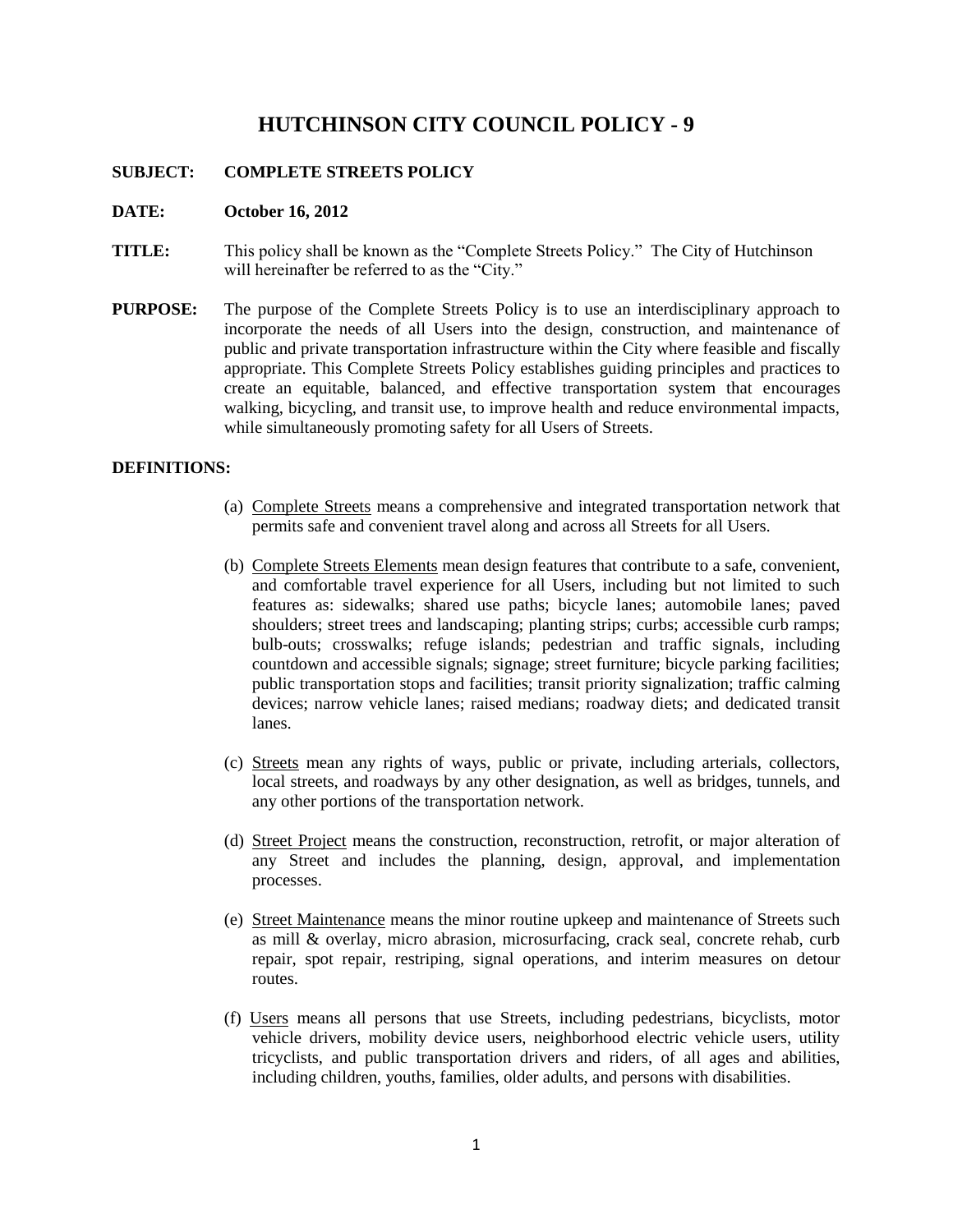# HUTCHINSON CITY COUNCIL POLICY - 9

**SUBJECT: COMPLETE STREETS POLICY**

**DATE: October 16, 2012**

**TITLE:** This policy shall be known as the "Complete Streets Policy." The City of Hutchinson will hereinafter be referred to as the "City."

**PURPOSE:** The purpose of the Complete Streets Policy is to use an interdisciplinary approach to incorporate the needs of all Users into the design, construction, and maintenance of public and private transportation infrastructure within the City where feasible and fiscally appropriate. This Complete Streets Policy establishes guiding principles and practices to create an equitable, balanced, and effective transportation system that encourages walking, bicycling, and transit use, to improve health and reduce environmental impacts, while simultaneously promoting safety for all Users of Streets.

**DEFINITIONS:**

(a) <u>Complete Streets</u> means a comprehensive and integrated transportation network that permits safe and convenient travel along and across all Streets for all Users.

(b) <u>Complete Streets Elements</u> mean design features that contribute to a safe, convenient, and comfortable travel experience for all Users, including but not limited to such features as: sidewalks; shared use paths; bicycle lanes; automobile lanes; paved shoulders; street trees and landscaping; planting strips; curbs; accessible curb ramps; bulb-outs; crosswalks; refuge islands; pedestrian and traffic signals, including countdown and accessible signals; signage; street furniture; bicycle parking facilities; public transportation stops and facilities; transit priority signalization; traffic calming devices; narrow vehicle lanes; raised medians; roadway diets; and dedicated transit lanes.

(c) <u>Streets</u> mean any rights of ways, public or private, including arterials, collectors, local streets, and roadways by any other designation, as well as bridges, tunnels, and any other portions of the transportation network.

(d) <u>Street Project</u> means the construction, reconstruction, retrofit, or major alteration of any Street and includes the planning, design, approval, and implementation processes.

(e) <u>Street Maintenance</u> means the minor routine upkeep and maintenance of Streets such as mill & overlay, micro abrasion, microsurfacing, crack seal, concrete rehab, curb repair, spot repair, restriping, signal operations, and interim measures on detour routes.

(f) <u>Users</u> means all persons that use Streets, including pedestrians, bicyclists, motor vehicle drivers, mobility device users, neighborhood electric vehicle users, utility tricyclists, and public transportation drivers and riders, of all ages and abilities, including children, youths, families, older adults, and persons with disabilities.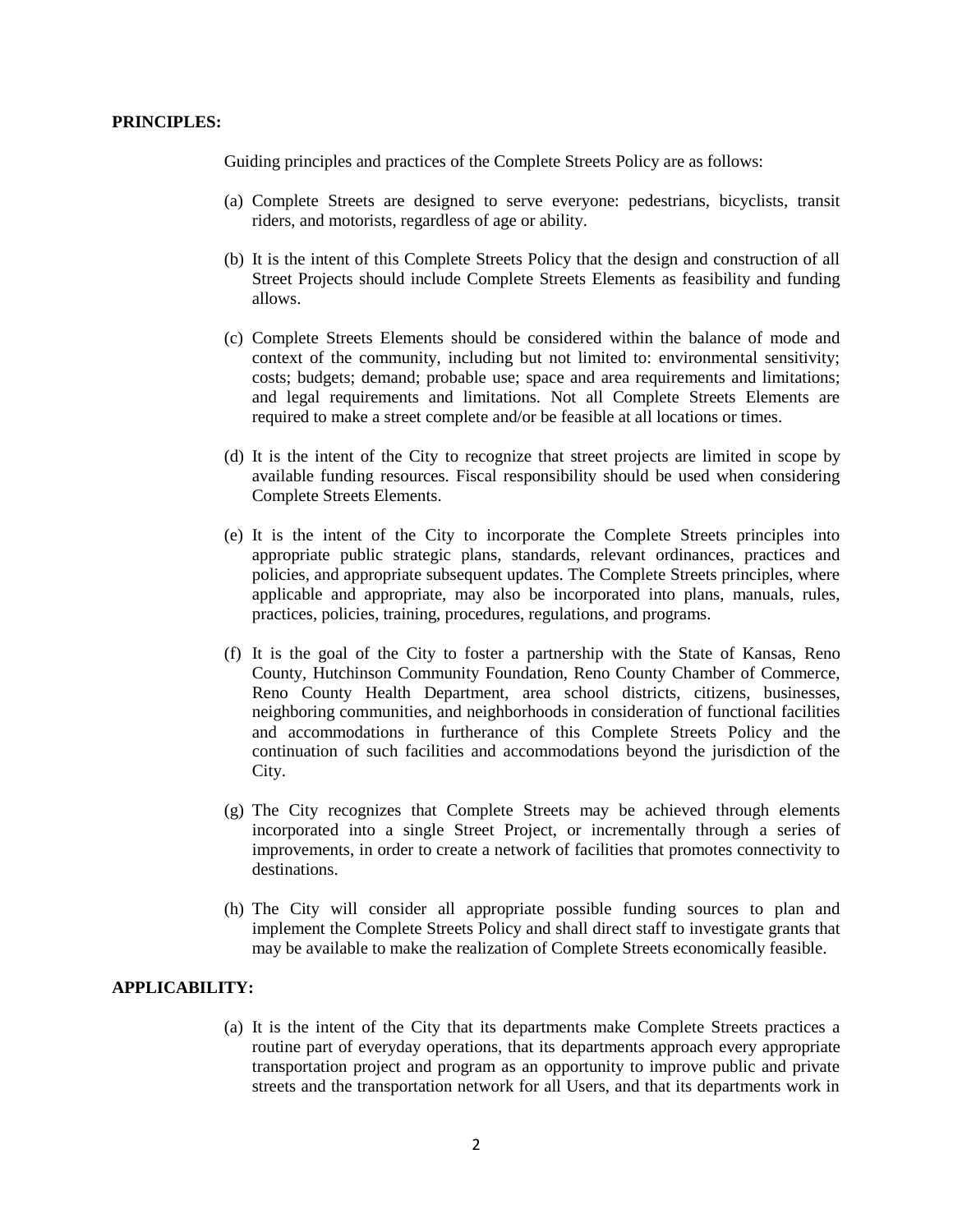**PRINCIPLES:**

Guiding principles and practices of the Complete Streets Policy are as follows:

(a) Complete Streets are designed to serve everyone: pedestrians, bicyclists, transit riders, and motorists, regardless of age or ability.

(b) It is the intent of this Complete Streets Policy that the design and construction of all Street Projects should include Complete Streets Elements as feasibility and funding allows.

(c) Complete Streets Elements should be considered within the balance of mode and context of the community, including but not limited to: environmental sensitivity; costs; budgets; demand; probable use; space and area requirements and limitations; and legal requirements and limitations. Not all Complete Streets Elements are required to make a street complete and/or be feasible at all locations or times.

(d) It is the intent of the City to recognize that street projects are limited in scope by available funding resources. Fiscal responsibility should be used when considering Complete Streets Elements.

(e) It is the intent of the City to incorporate the Complete Streets principles into appropriate public strategic plans, standards, relevant ordinances, practices and policies, and appropriate subsequent updates. The Complete Streets principles, where applicable and appropriate, may also be incorporated into plans, manuals, rules, practices, policies, training, procedures, regulations, and programs.

(f) It is the goal of the City to foster a partnership with the State of Kansas, Reno County, Hutchinson Community Foundation, Reno County Chamber of Commerce, Reno County Health Department, area school districts, citizens, businesses, neighboring communities, and neighborhoods in consideration of functional facilities and accommodations in furtherance of this Complete Streets Policy and the continuation of such facilities and accommodations beyond the jurisdiction of the City.

(g) The City recognizes that Complete Streets may be achieved through elements incorporated into a single Street Project, or incrementally through a series of improvements, in order to create a network of facilities that promotes connectivity to destinations.

(h) The City will consider all appropriate possible funding sources to plan and implement the Complete Streets Policy and shall direct staff to investigate grants that may be available to make the realization of Complete Streets economically feasible.

**APPLICABILITY:**

(a) It is the intent of the City that its departments make Complete Streets practices a routine part of everyday operations, that its departments approach every appropriate transportation project and program as an opportunity to improve public and private streets and the transportation network for all Users, and that its departments work in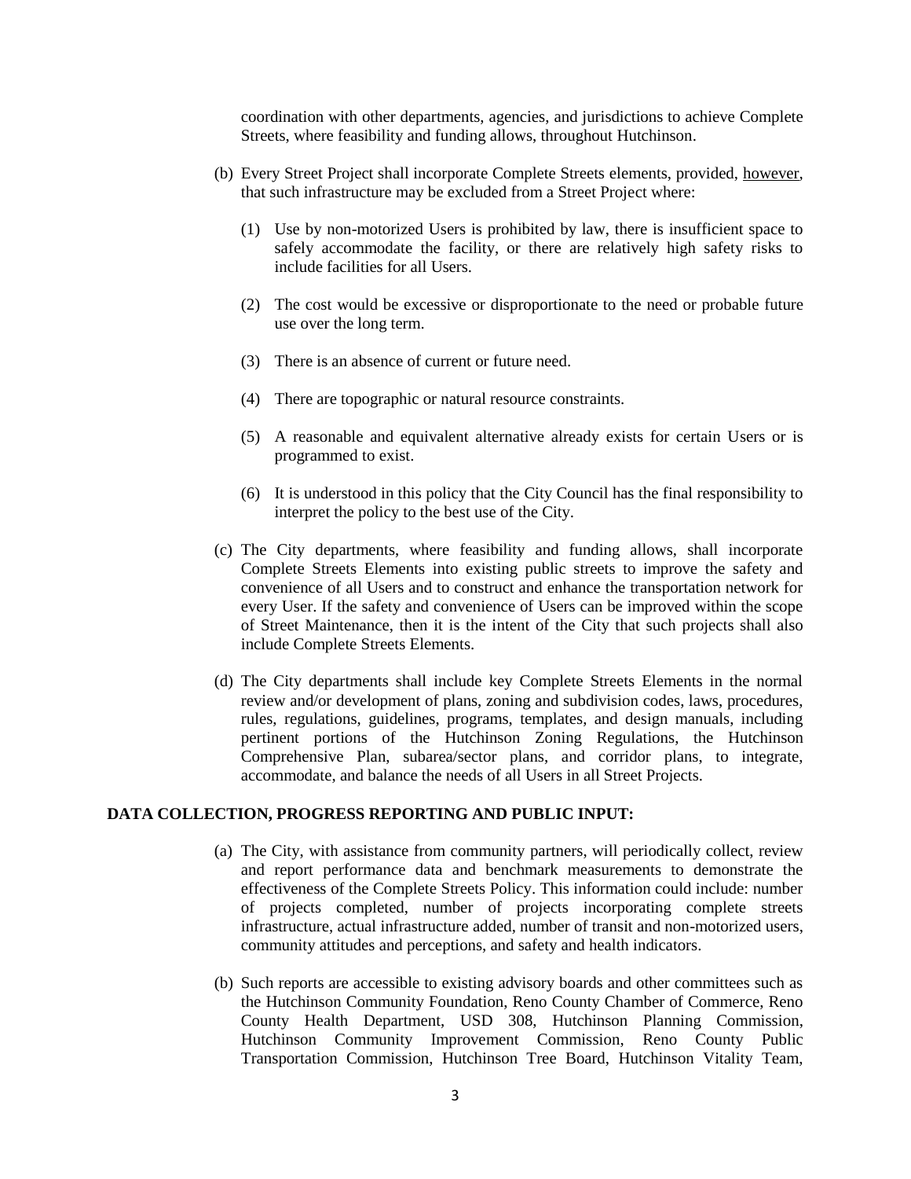coordination with other departments, agencies, and jurisdictions to achieve Complete Streets, where feasibility and funding allows, throughout Hutchinson.

(b) Every Street Project shall incorporate Complete Streets elements, provided, <u>however</u>, that such infrastructure may be excluded from a Street Project where:

   (1) Use by non-motorized Users is prohibited by law, there is insufficient space to safely accommodate the facility, or there are relatively high safety risks to include facilities for all Users.

   (2) The cost would be excessive or disproportionate to the need or probable future use over the long term.

   (3) There is an absence of current or future need.

   (4) There are topographic or natural resource constraints.

   (5) A reasonable and equivalent alternative already exists for certain Users or is programmed to exist.

   (6) It is understood in this policy that the City Council has the final responsibility to interpret the policy to the best use of the City.

(c) The City departments, where feasibility and funding allows, shall incorporate Complete Streets Elements into existing public streets to improve the safety and convenience of all Users and to construct and enhance the transportation network for every User. If the safety and convenience of Users can be improved within the scope of Street Maintenance, then it is the intent of the City that such projects shall also include Complete Streets Elements.

(d) The City departments shall include key Complete Streets Elements in the normal review and/or development of plans, zoning and subdivision codes, laws, procedures, rules, regulations, guidelines, programs, templates, and design manuals, including pertinent portions of the Hutchinson Zoning Regulations, the Hutchinson Comprehensive Plan, subarea/sector plans, and corridor plans, to integrate, accommodate, and balance the needs of all Users in all Street Projects.

**DATA COLLECTION, PROGRESS REPORTING AND PUBLIC INPUT:**

(a) The City, with assistance from community partners, will periodically collect, review and report performance data and benchmark measurements to demonstrate the effectiveness of the Complete Streets Policy. This information could include: number of projects completed, number of projects incorporating complete streets infrastructure, actual infrastructure added, number of transit and non-motorized users, community attitudes and perceptions, and safety and health indicators.

(b) Such reports are accessible to existing advisory boards and other committees such as the Hutchinson Community Foundation, Reno County Chamber of Commerce, Reno County Health Department, USD 308, Hutchinson Planning Commission, Hutchinson Community Improvement Commission, Reno County Public Transportation Commission, Hutchinson Tree Board, Hutchinson Vitality Team,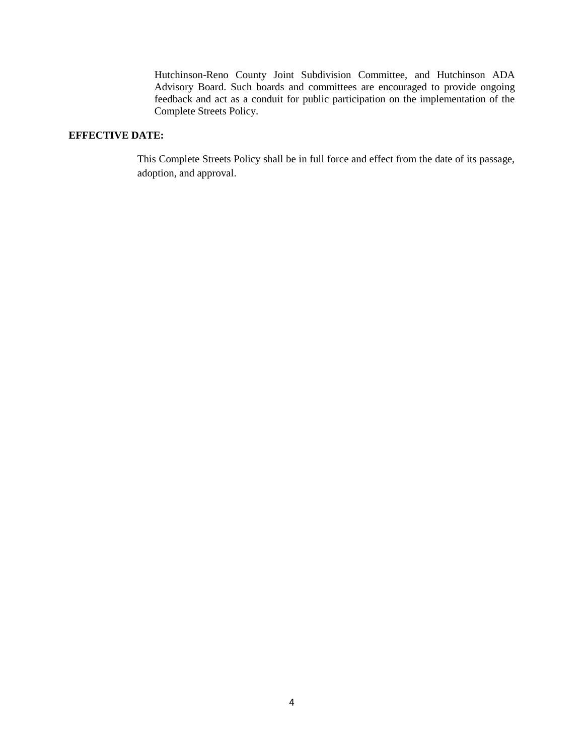Hutchinson-Reno County Joint Subdivision Committee, and Hutchinson ADA Advisory Board. Such boards and committees are encouraged to provide ongoing feedback and act as a conduit for public participation on the implementation of the Complete Streets Policy.

**EFFECTIVE DATE:**

This Complete Streets Policy shall be in full force and effect from the date of its passage, adoption, and approval.